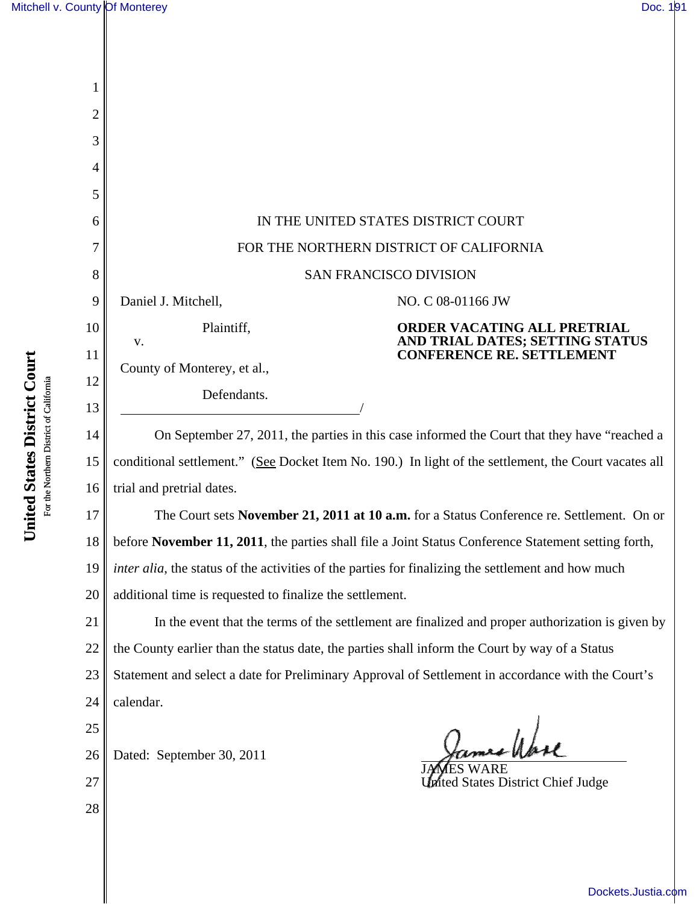IN THE UNITED STATES DISTRICT COURT

FOR THE NORTHERN DISTRICT OF CALIFORNIA

SAN FRANCISCO DIVISION

Daniel J. Mitchell,

Plaintiff,

v.

County of Monterey, et al.,

Defendants.

NO. C 08-01166 JW

**ORDER VACATING ALL PRETRIAL AND TRIAL DATES; SETTING STATUS CONFERENCE RE. SETTLEMENT**

On September 27, 2011, the parties in this case informed the Court that they have "reached a conditional settlement." (See Docket Item No. 190.) In light of the settlement, the Court vacates all trial and pretrial dates.

The Court sets **November 21, 2011 at 10 a.m.** for a Status Conference re. Settlement. On or before **November 11, 2011**, the parties shall file a Joint Status Conference Statement setting forth, *inter alia*, the status of the activities of the parties for finalizing the settlement and how much additional time is requested to finalize the settlement.

In the event that the terms of the settlement are finalized and proper authorization is given by the County earlier than the status date, the parties shall inform the Court by way of a Status Statement and select a date for Preliminary Approval of Settlement in accordance with the Court's calendar.

Dated: September 30, 2011

JAMES WARE
United States District Chief Judge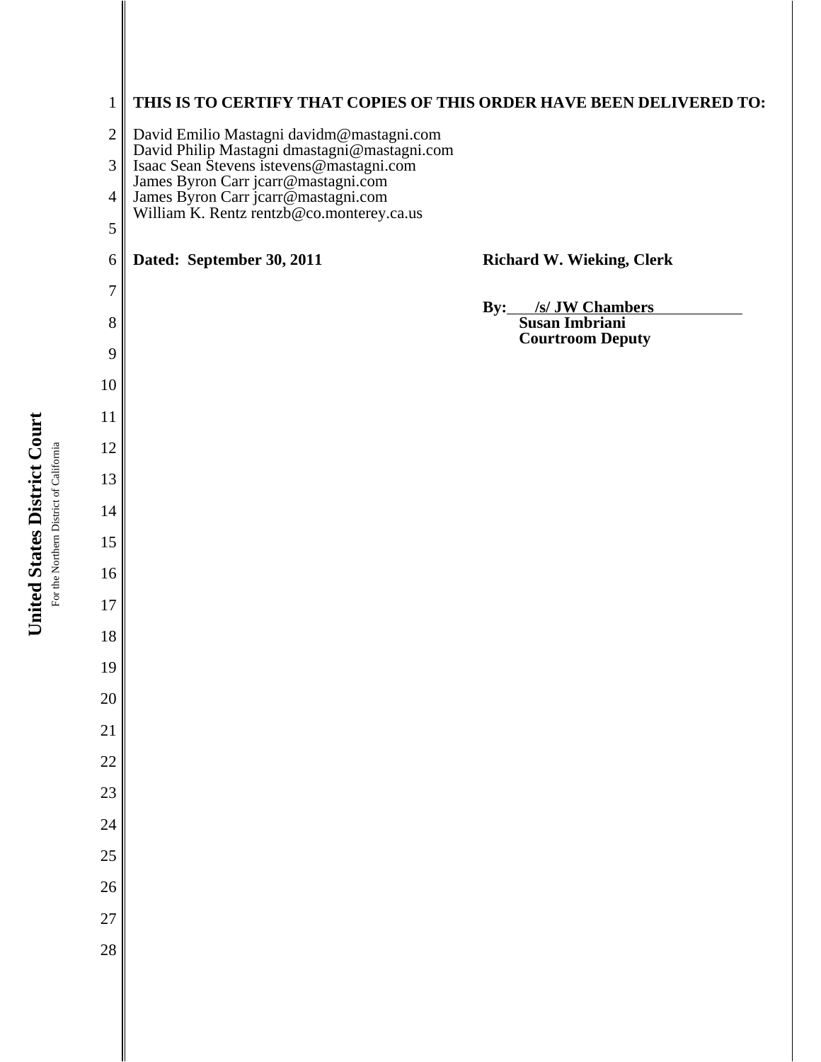**THIS IS TO CERTIFY THAT COPIES OF THIS ORDER HAVE BEEN DELIVERED TO:**

David Emilio Mastagni davidm@mastagni.com
David Philip Mastagni dmastagni@mastagni.com
Isaac Sean Stevens istevens@mastagni.com
James Byron Carr jcarr@mastagni.com
James Byron Carr jcarr@mastagni.com
William K. Rentz rentzb@co.monterey.ca.us

**Dated: September 30, 2011**

**Richard W. Wieking, Clerk**

**By: /s/ JW Chambers**
**Susan Imbriani**
**Courtroom Deputy**